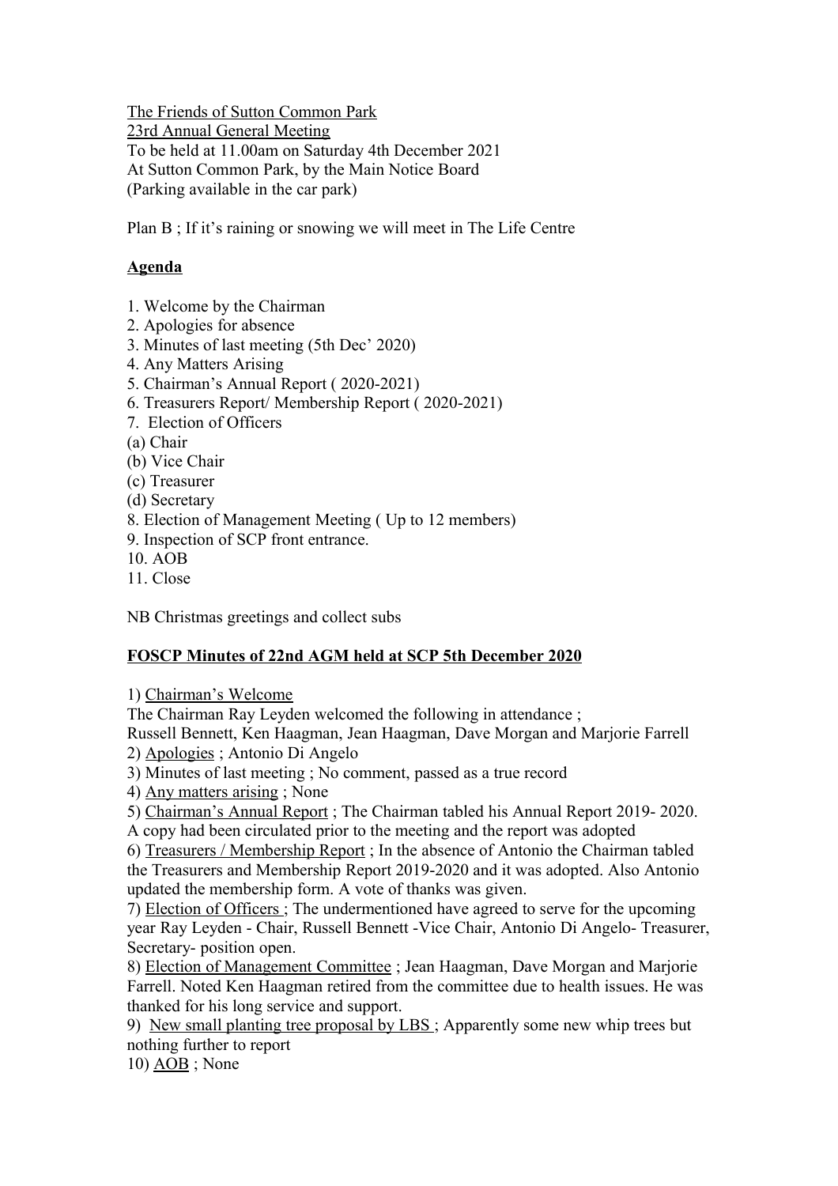The Friends of Sutton Common Park
23rd Annual General Meeting
To be held at 11.00am on Saturday 4th December 2021
At Sutton Common Park, by the Main Notice Board
(Parking available in the car park)

Plan B ; If it's raining or snowing we will meet in The Life Centre

**Agenda**

1. Welcome by the Chairman
2. Apologies for absence
3. Minutes of last meeting (5th Dec' 2020)
4. Any Matters Arising
5. Chairman's Annual Report ( 2020-2021)
6. Treasurers Report/ Membership Report ( 2020-2021)
7. Election of Officers
(a) Chair
(b) Vice Chair
(c) Treasurer
(d) Secretary
8. Election of Management Meeting ( Up to 12 members)
9. Inspection of SCP front entrance.
10. AOB
11. Close

NB Christmas greetings and collect subs

**FOSCP Minutes of 22nd AGM held at SCP 5th December 2020**

1) Chairman's Welcome
The Chairman Ray Leyden welcomed the following in attendance ;
Russell Bennett, Ken Haagman, Jean Haagman, Dave Morgan and Marjorie Farrell
2) Apologies ; Antonio Di Angelo
3) Minutes of last meeting ; No comment, passed as a true record
4) Any matters arising ; None
5) Chairman's Annual Report ; The Chairman tabled his Annual Report 2019- 2020. A copy had been circulated prior to the meeting and the report was adopted
6) Treasurers / Membership Report ; In the absence of Antonio the Chairman tabled the Treasurers and Membership Report 2019-2020 and it was adopted. Also Antonio updated the membership form. A vote of thanks was given.
7) Election of Officers ; The undermentioned have agreed to serve for the upcoming year Ray Leyden - Chair, Russell Bennett -Vice Chair, Antonio Di Angelo- Treasurer, Secretary- position open.
8) Election of Management Committee ; Jean Haagman, Dave Morgan and Marjorie Farrell. Noted Ken Haagman retired from the committee due to health issues. He was thanked for his long service and support.
9) New small planting tree proposal by LBS ; Apparently some new whip trees but nothing further to report
10) AOB ; None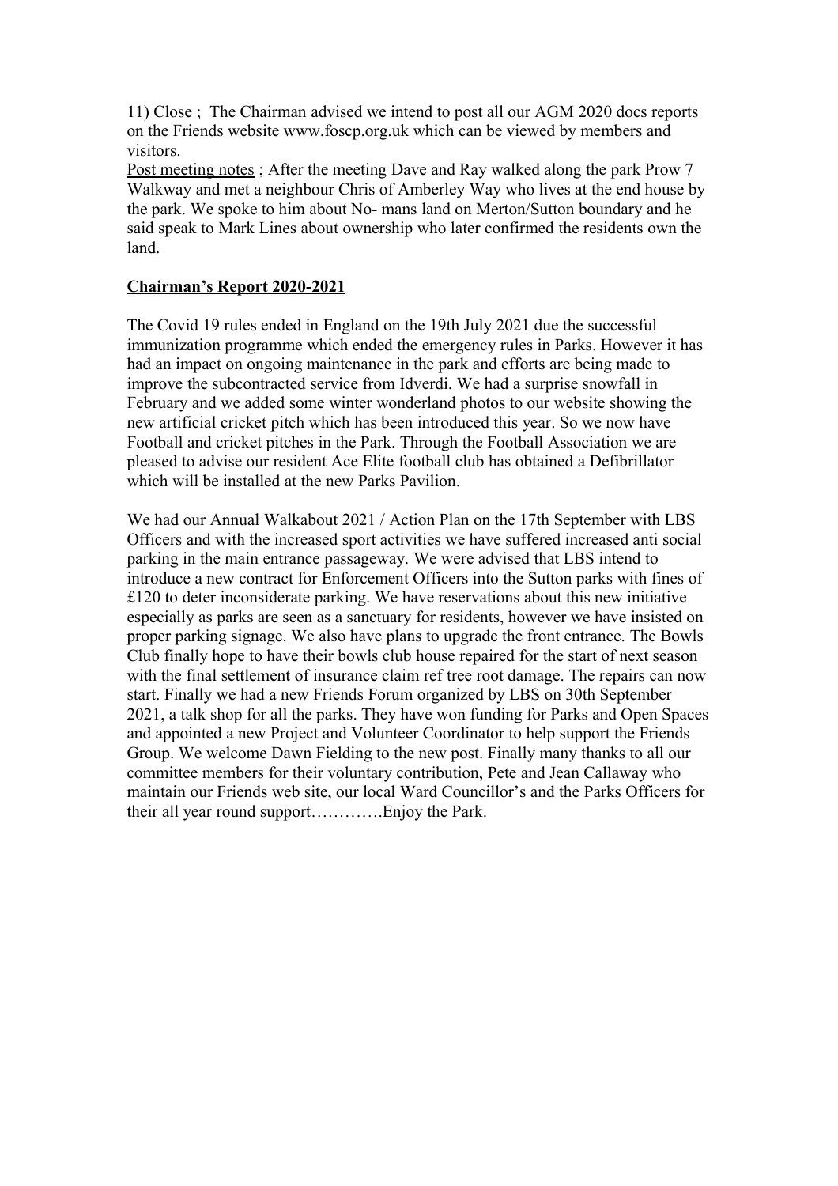11) Close ; The Chairman advised we intend to post all our AGM 2020 docs reports on the Friends website www.foscp.org.uk which can be viewed by members and visitors.

Post meeting notes ; After the meeting Dave and Ray walked along the park Prow 7 Walkway and met a neighbour Chris of Amberley Way who lives at the end house by the park. We spoke to him about No- mans land on Merton/Sutton boundary and he said speak to Mark Lines about ownership who later confirmed the residents own the land.

## Chairman's Report 2020-2021

The Covid 19 rules ended in England on the 19th July 2021 due the successful immunization programme which ended the emergency rules in Parks. However it has had an impact on ongoing maintenance in the park and efforts are being made to improve the subcontracted service from Idverdi. We had a surprise snowfall in February and we added some winter wonderland photos to our website showing the new artificial cricket pitch which has been introduced this year. So we now have Football and cricket pitches in the Park. Through the Football Association we are pleased to advise our resident Ace Elite football club has obtained a Defibrillator which will be installed at the new Parks Pavilion.

We had our Annual Walkabout 2021 / Action Plan on the 17th September with LBS Officers and with the increased sport activities we have suffered increased anti social parking in the main entrance passageway. We were advised that LBS intend to introduce a new contract for Enforcement Officers into the Sutton parks with fines of £120 to deter inconsiderate parking. We have reservations about this new initiative especially as parks are seen as a sanctuary for residents, however we have insisted on proper parking signage. We also have plans to upgrade the front entrance. The Bowls Club finally hope to have their bowls club house repaired for the start of next season with the final settlement of insurance claim ref tree root damage. The repairs can now start. Finally we had a new Friends Forum organized by LBS on 30th September 2021, a talk shop for all the parks. They have won funding for Parks and Open Spaces and appointed a new Project and Volunteer Coordinator to help support the Friends Group. We welcome Dawn Fielding to the new post. Finally many thanks to all our committee members for their voluntary contribution, Pete and Jean Callaway who maintain our Friends web site, our local Ward Councillor's and the Parks Officers for their all year round support………….Enjoy the Park.